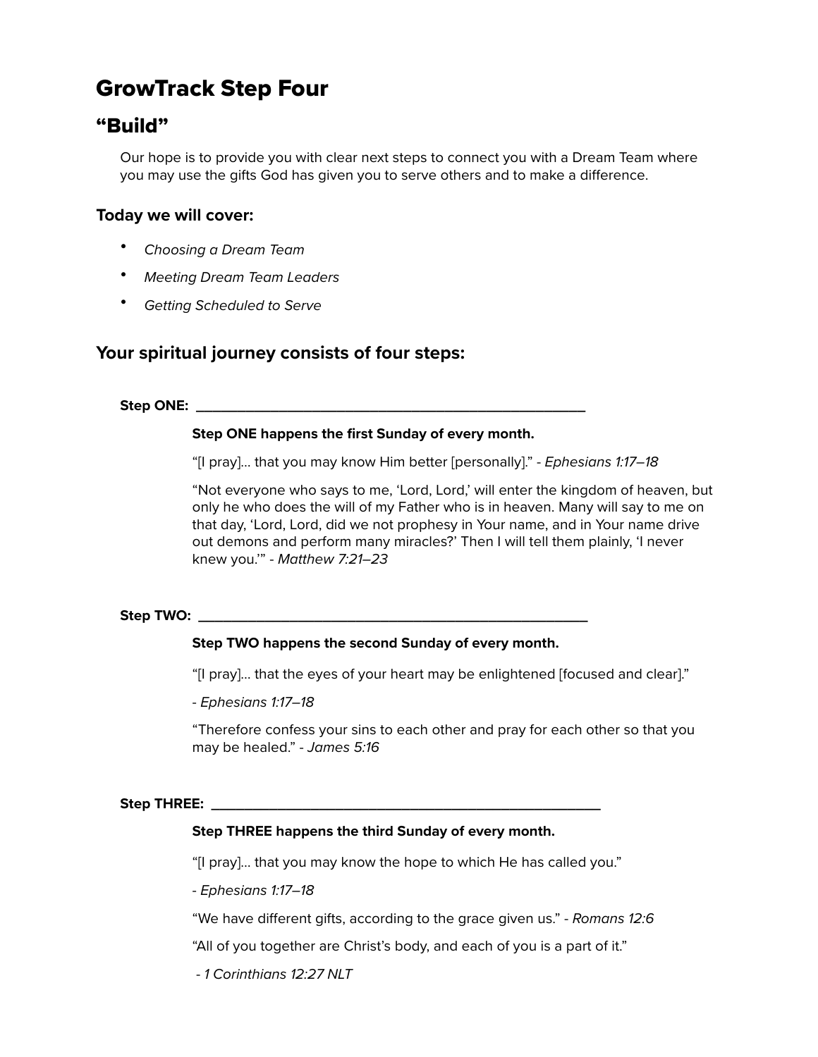# GrowTrack Step Four

## "Build"

Our hope is to provide you with clear next steps to connect you with a Dream Team where you may use the gifts God has given you to serve others and to make a difference.

### Today we will cover:

- *Choosing a Dream Team*
- *Meeting Dream Team Leaders*
- *Getting Scheduled to Serve*

### Your spiritual journey consists of four steps:

**Step ONE: ________________________________________________**

**Step ONE happens the first Sunday of every month.**

"[I pray]… that you may know Him better [personally]." - *Ephesians 1:17–18*

"Not everyone who says to me, 'Lord, Lord,' will enter the kingdom of heaven, but only he who does the will of my Father who is in heaven. Many will say to me on that day, 'Lord, Lord, did we not prophesy in Your name, and in Your name drive out demons and perform many miracles?' Then I will tell them plainly, 'I never knew you.'" - *Matthew 7:21–23*

**Step TWO: ________________________________________________**

**Step TWO happens the second Sunday of every month.**

"[I pray]… that the eyes of your heart may be enlightened [focused and clear]."

- *Ephesians 1:17–18*

"Therefore confess your sins to each other and pray for each other so that you may be healed." - *James 5:16*

**Step THREE: ________________________________________________**

**Step THREE happens the third Sunday of every month.**

"[I pray]… that you may know the hope to which He has called you."

- *Ephesians 1:17–18*

"We have different gifts, according to the grace given us." - *Romans 12:6*

"All of you together are Christ's body, and each of you is a part of it."

- *1 Corinthians 12:27 NLT*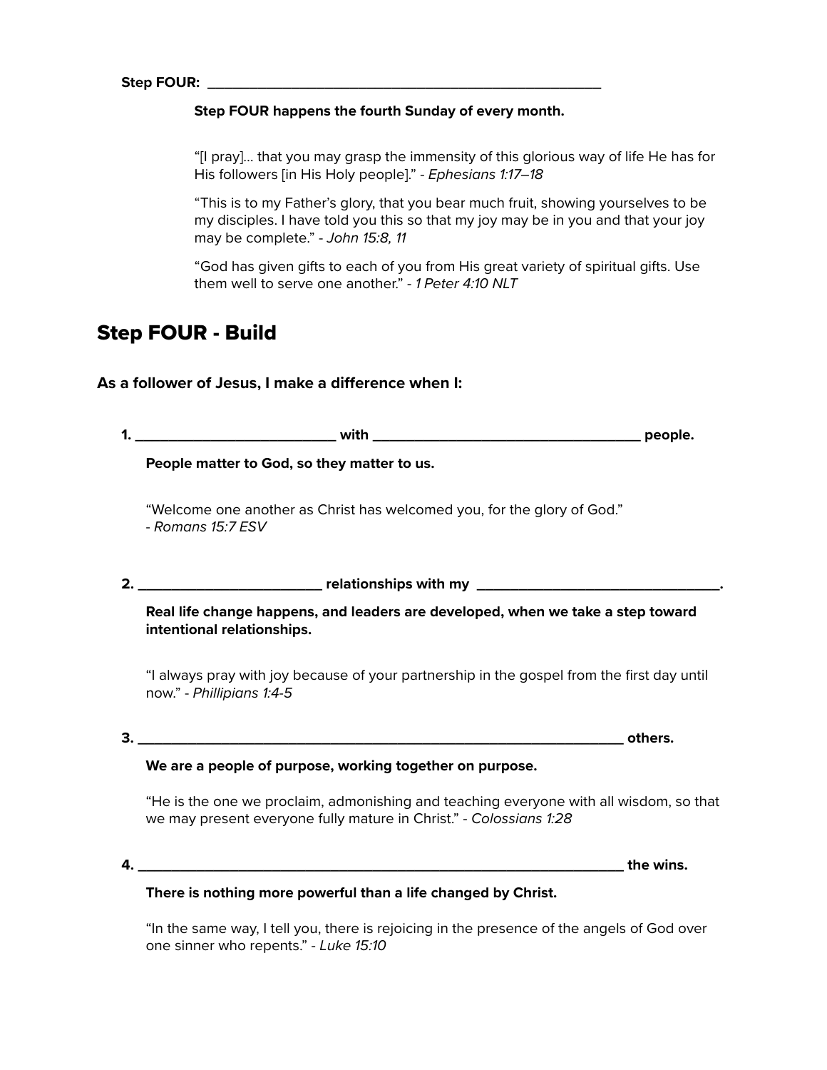**Step FOUR: ____________________________________________________**

**Step FOUR happens the fourth Sunday of every month.**

"[I pray]... that you may grasp the immensity of this glorious way of life He has for His followers [in His Holy people]." - *Ephesians 1:17–18*

"This is to my Father's glory, that you bear much fruit, showing yourselves to be my disciples. I have told you this so that my joy may be in you and that your joy may be complete." - *John 15:8, 11*

"God has given gifts to each of you from His great variety of spiritual gifts. Use them well to serve one another." - *1 Peter 4:10 NLT*

## Step FOUR - Build

### As a follower of Jesus, I make a difference when I:

**1. __________________________ with __________________________________ people.**

**People matter to God, so they matter to us.**

"Welcome one another as Christ has welcomed you, for the glory of God."
- *Romans 15:7 ESV*

**2. ________________________ relationships with my ______________________________.**

**Real life change happens, and leaders are developed, when we take a step toward intentional relationships.**

"I always pray with joy because of your partnership in the gospel from the first day until now." - *Phillipians 1:4-5*

**3. _______________________________________________________________ others.**

**We are a people of purpose, working together on purpose.**

"He is the one we proclaim, admonishing and teaching everyone with all wisdom, so that we may present everyone fully mature in Christ." - *Colossians 1:28*

**4. _______________________________________________________________ the wins.**

**There is nothing more powerful than a life changed by Christ.**

"In the same way, I tell you, there is rejoicing in the presence of the angels of God over one sinner who repents." - *Luke 15:10*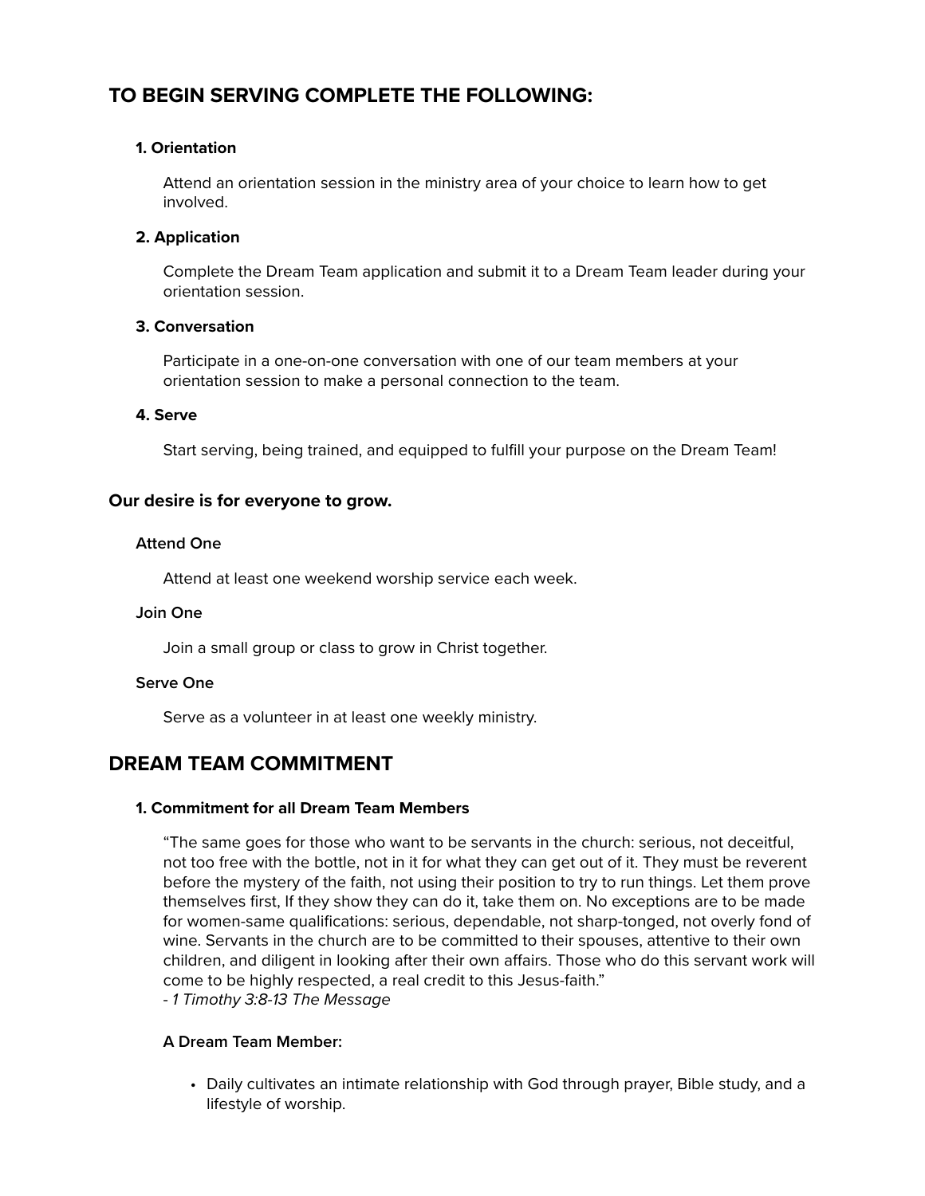## TO BEGIN SERVING COMPLETE THE FOLLOWING:

### 1. Orientation

Attend an orientation session in the ministry area of your choice to learn how to get involved.

### 2. Application

Complete the Dream Team application and submit it to a Dream Team leader during your orientation session.

### 3. Conversation

Participate in a one-on-one conversation with one of our team members at your orientation session to make a personal connection to the team.

### 4. Serve

Start serving, being trained, and equipped to fulfill your purpose on the Dream Team!

### Our desire is for everyone to grow.

#### Attend One

Attend at least one weekend worship service each week.

#### Join One

Join a small group or class to grow in Christ together.

#### Serve One

Serve as a volunteer in at least one weekly ministry.

## DREAM TEAM COMMITMENT

### 1. Commitment for all Dream Team Members

"The same goes for those who want to be servants in the church: serious, not deceitful, not too free with the bottle, not in it for what they can get out of it. They must be reverent before the mystery of the faith, not using their position to try to run things. Let them prove themselves first, If they show they can do it, take them on. No exceptions are to be made for women-same qualifications: serious, dependable, not sharp-tongued, not overly fond of wine. Servants in the church are to be committed to their spouses, attentive to their own children, and diligent in looking after their own affairs. Those who do this servant work will come to be highly respected, a real credit to this Jesus-faith."
*- 1 Timothy 3:8-13 The Message*

**A Dream Team Member:**

- Daily cultivates an intimate relationship with God through prayer, Bible study, and a lifestyle of worship.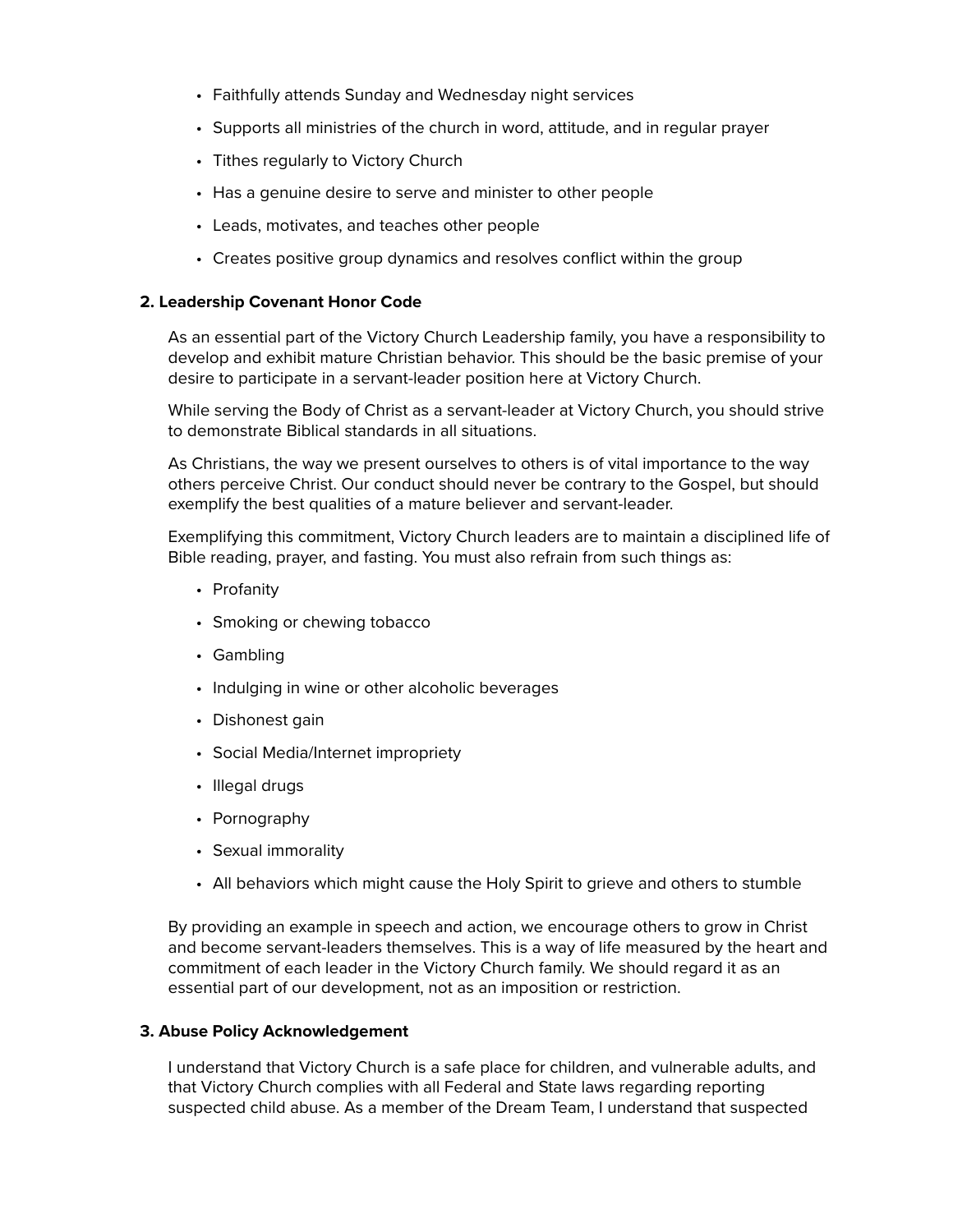- Faithfully attends Sunday and Wednesday night services
- Supports all ministries of the church in word, attitude, and in regular prayer
- Tithes regularly to Victory Church
- Has a genuine desire to serve and minister to other people
- Leads, motivates, and teaches other people
- Creates positive group dynamics and resolves conflict within the group

**2. Leadership Covenant Honor Code**

As an essential part of the Victory Church Leadership family, you have a responsibility to develop and exhibit mature Christian behavior. This should be the basic premise of your desire to participate in a servant-leader position here at Victory Church.

While serving the Body of Christ as a servant-leader at Victory Church, you should strive to demonstrate Biblical standards in all situations.

As Christians, the way we present ourselves to others is of vital importance to the way others perceive Christ. Our conduct should never be contrary to the Gospel, but should exemplify the best qualities of a mature believer and servant-leader.

Exemplifying this commitment, Victory Church leaders are to maintain a disciplined life of Bible reading, prayer, and fasting. You must also refrain from such things as:

- Profanity
- Smoking or chewing tobacco
- Gambling
- Indulging in wine or other alcoholic beverages
- Dishonest gain
- Social Media/Internet impropriety
- Illegal drugs
- Pornography
- Sexual immorality
- All behaviors which might cause the Holy Spirit to grieve and others to stumble

By providing an example in speech and action, we encourage others to grow in Christ and become servant-leaders themselves. This is a way of life measured by the heart and commitment of each leader in the Victory Church family. We should regard it as an essential part of our development, not as an imposition or restriction.

**3. Abuse Policy Acknowledgement**

I understand that Victory Church is a safe place for children, and vulnerable adults, and that Victory Church complies with all Federal and State laws regarding reporting suspected child abuse. As a member of the Dream Team, I understand that suspected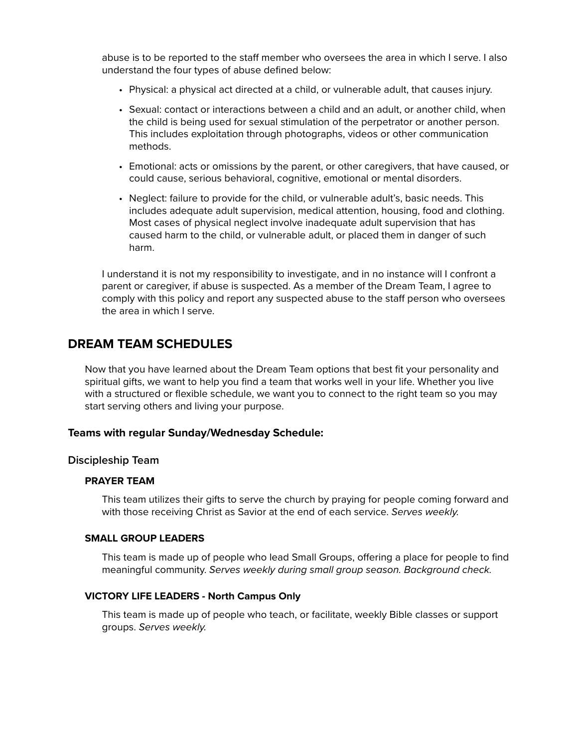abuse is to be reported to the staff member who oversees the area in which I serve. I also understand the four types of abuse defined below:

- Physical: a physical act directed at a child, or vulnerable adult, that causes injury.
- Sexual: contact or interactions between a child and an adult, or another child, when the child is being used for sexual stimulation of the perpetrator or another person. This includes exploitation through photographs, videos or other communication methods.
- Emotional: acts or omissions by the parent, or other caregivers, that have caused, or could cause, serious behavioral, cognitive, emotional or mental disorders.
- Neglect: failure to provide for the child, or vulnerable adult's, basic needs. This includes adequate adult supervision, medical attention, housing, food and clothing. Most cases of physical neglect involve inadequate adult supervision that has caused harm to the child, or vulnerable adult, or placed them in danger of such harm.

I understand it is not my responsibility to investigate, and in no instance will I confront a parent or caregiver, if abuse is suspected. As a member of the Dream Team, I agree to comply with this policy and report any suspected abuse to the staff person who oversees the area in which I serve.

## DREAM TEAM SCHEDULES

Now that you have learned about the Dream Team options that best fit your personality and spiritual gifts, we want to help you find a team that works well in your life. Whether you live with a structured or flexible schedule, we want you to connect to the right team so you may start serving others and living your purpose.

### Teams with regular Sunday/Wednesday Schedule:

### Discipleship Team

#### PRAYER TEAM

This team utilizes their gifts to serve the church by praying for people coming forward and with those receiving Christ as Savior at the end of each service. *Serves weekly.*

#### SMALL GROUP LEADERS

This team is made up of people who lead Small Groups, offering a place for people to find meaningful community. *Serves weekly during small group season. Background check.*

#### VICTORY LIFE LEADERS - North Campus Only

This team is made up of people who teach, or facilitate, weekly Bible classes or support groups. *Serves weekly.*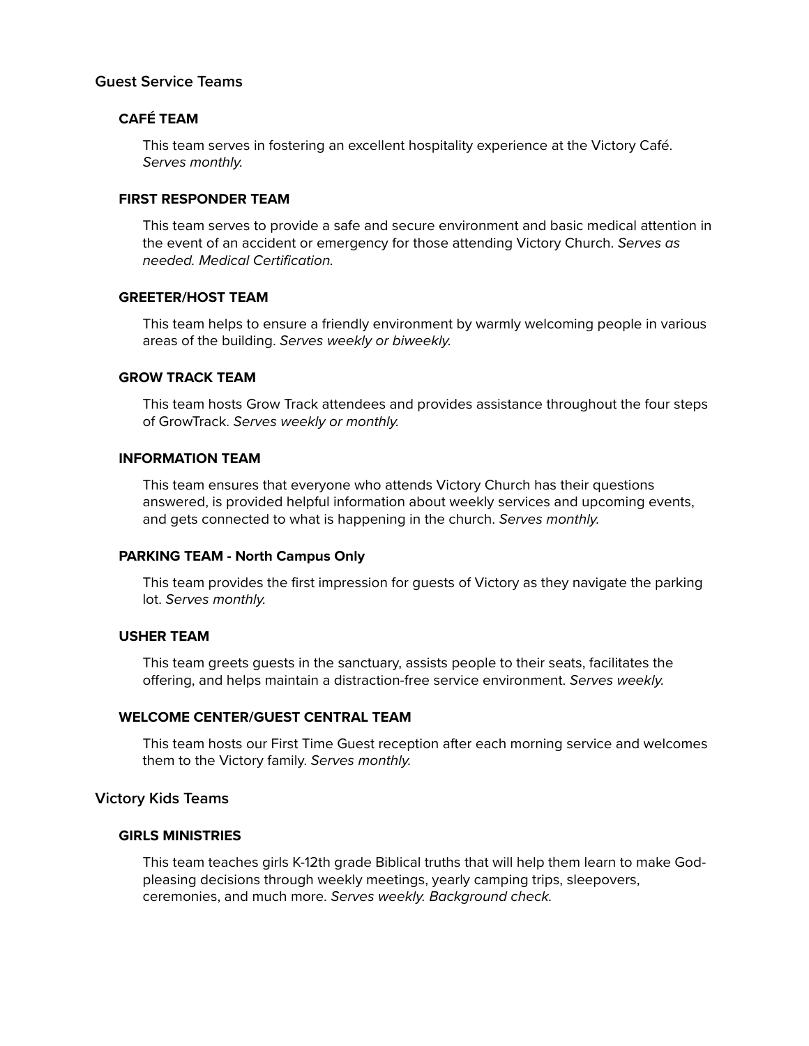## Guest Service Teams

### CAFÉ TEAM

This team serves in fostering an excellent hospitality experience at the Victory Café. *Serves monthly.*

### FIRST RESPONDER TEAM

This team serves to provide a safe and secure environment and basic medical attention in the event of an accident or emergency for those attending Victory Church. *Serves as needed. Medical Certification.*

### GREETER/HOST TEAM

This team helps to ensure a friendly environment by warmly welcoming people in various areas of the building. *Serves weekly or biweekly.*

### GROW TRACK TEAM

This team hosts Grow Track attendees and provides assistance throughout the four steps of GrowTrack. *Serves weekly or monthly.*

### INFORMATION TEAM

This team ensures that everyone who attends Victory Church has their questions answered, is provided helpful information about weekly services and upcoming events, and gets connected to what is happening in the church. *Serves monthly.*

### PARKING TEAM - North Campus Only

This team provides the first impression for guests of Victory as they navigate the parking lot. *Serves monthly.*

### USHER TEAM

This team greets guests in the sanctuary, assists people to their seats, facilitates the offering, and helps maintain a distraction-free service environment. *Serves weekly.*

### WELCOME CENTER/GUEST CENTRAL TEAM

This team hosts our First Time Guest reception after each morning service and welcomes them to the Victory family. *Serves monthly.*

## Victory Kids Teams

### GIRLS MINISTRIES

This team teaches girls K-12th grade Biblical truths that will help them learn to make God-pleasing decisions through weekly meetings, yearly camping trips, sleepovers, ceremonies, and much more. *Serves weekly. Background check.*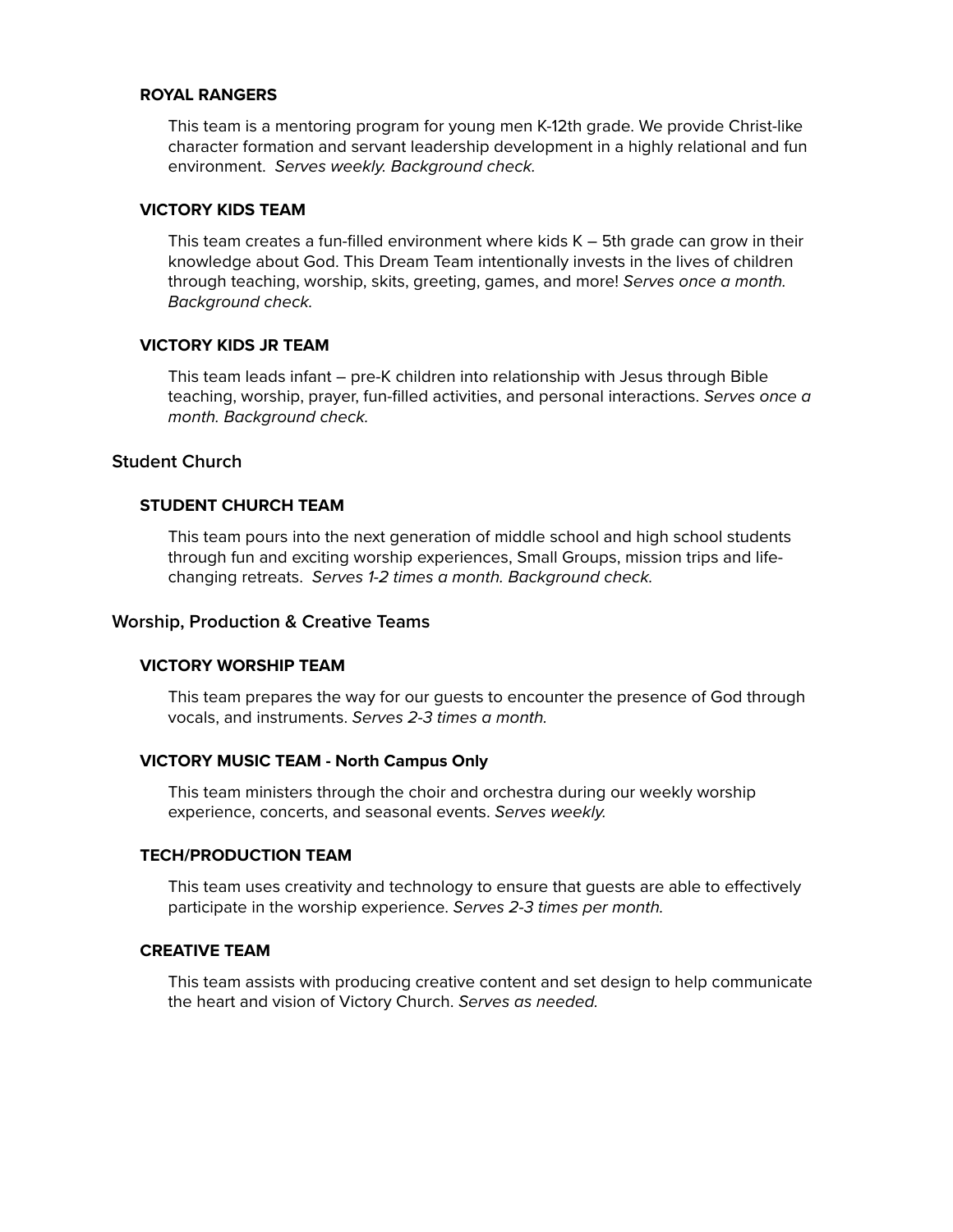### ROYAL RANGERS

This team is a mentoring program for young men K-12th grade. We provide Christ-like character formation and servant leadership development in a highly relational and fun environment. *Serves weekly. Background check.*

### VICTORY KIDS TEAM

This team creates a fun-filled environment where kids K – 5th grade can grow in their knowledge about God. This Dream Team intentionally invests in the lives of children through teaching, worship, skits, greeting, games, and more! *Serves once a month. Background check.*

### VICTORY KIDS JR TEAM

This team leads infant – pre-K children into relationship with Jesus through Bible teaching, worship, prayer, fun-filled activities, and personal interactions. *Serves once a month. Background check.*

## Student Church

### STUDENT CHURCH TEAM

This team pours into the next generation of middle school and high school students through fun and exciting worship experiences, Small Groups, mission trips and life-changing retreats. *Serves 1-2 times a month. Background check.*

## Worship, Production & Creative Teams

### VICTORY WORSHIP TEAM

This team prepares the way for our guests to encounter the presence of God through vocals, and instruments. *Serves 2-3 times a month.*

### VICTORY MUSIC TEAM - North Campus Only

This team ministers through the choir and orchestra during our weekly worship experience, concerts, and seasonal events. *Serves weekly.*

### TECH/PRODUCTION TEAM

This team uses creativity and technology to ensure that guests are able to effectively participate in the worship experience. *Serves 2-3 times per month.*

### CREATIVE TEAM

This team assists with producing creative content and set design to help communicate the heart and vision of Victory Church. *Serves as needed.*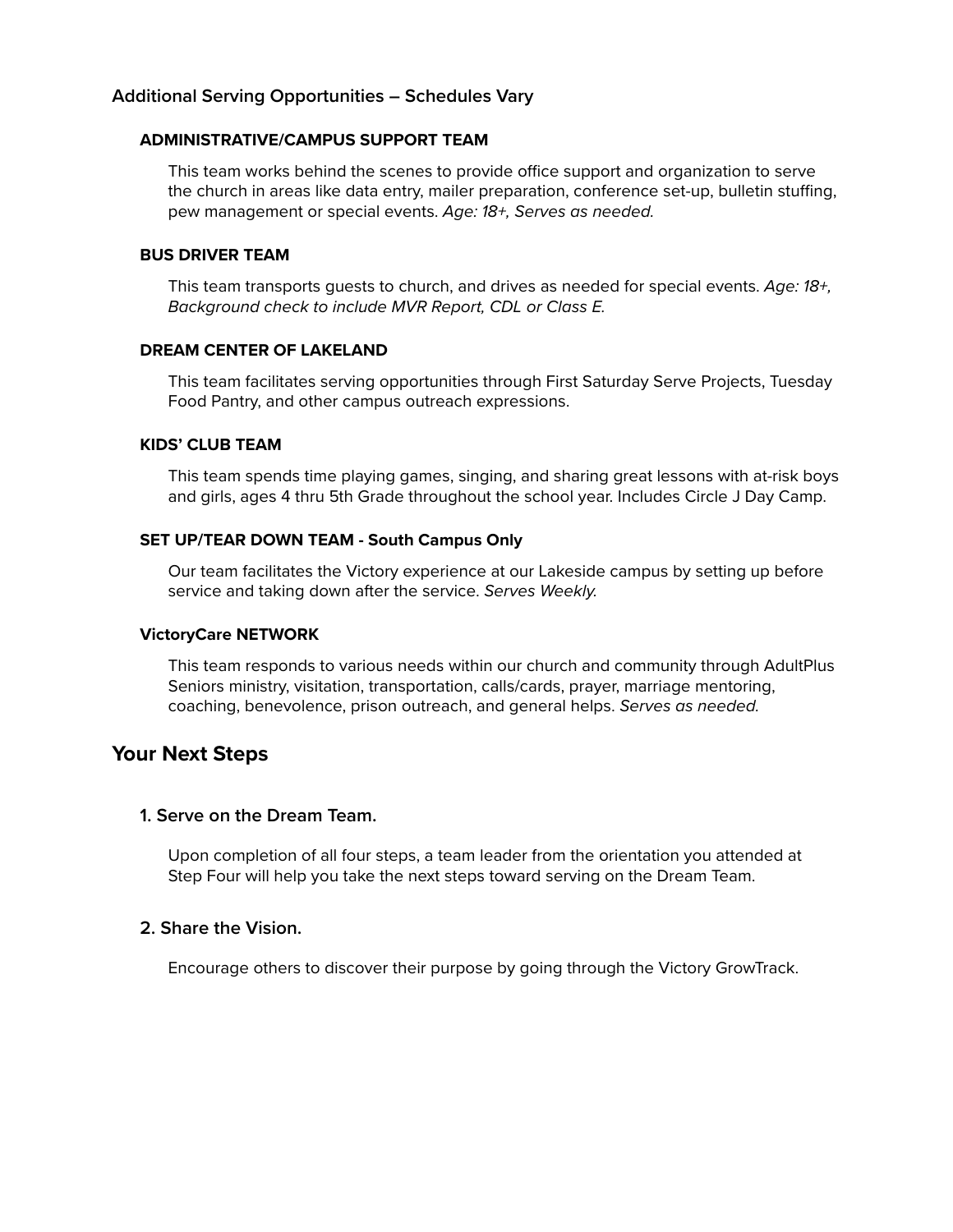### Additional Serving Opportunities – Schedules Vary

#### ADMINISTRATIVE/CAMPUS SUPPORT TEAM

This team works behind the scenes to provide office support and organization to serve the church in areas like data entry, mailer preparation, conference set-up, bulletin stuffing, pew management or special events. *Age: 18+, Serves as needed.*

#### BUS DRIVER TEAM

This team transports guests to church, and drives as needed for special events. *Age: 18+, Background check to include MVR Report, CDL or Class E.*

#### DREAM CENTER OF LAKELAND

This team facilitates serving opportunities through First Saturday Serve Projects, Tuesday Food Pantry, and other campus outreach expressions.

#### KIDS' CLUB TEAM

This team spends time playing games, singing, and sharing great lessons with at-risk boys and girls, ages 4 thru 5th Grade throughout the school year. Includes Circle J Day Camp.

#### SET UP/TEAR DOWN TEAM - South Campus Only

Our team facilitates the Victory experience at our Lakeside campus by setting up before service and taking down after the service. *Serves Weekly.*

#### VictoryCare NETWORK

This team responds to various needs within our church and community through AdultPlus Seniors ministry, visitation, transportation, calls/cards, prayer, marriage mentoring, coaching, benevolence, prison outreach, and general helps. *Serves as needed.*

## Your Next Steps

### 1. Serve on the Dream Team.

Upon completion of all four steps, a team leader from the orientation you attended at Step Four will help you take the next steps toward serving on the Dream Team.

### 2. Share the Vision.

Encourage others to discover their purpose by going through the Victory GrowTrack.